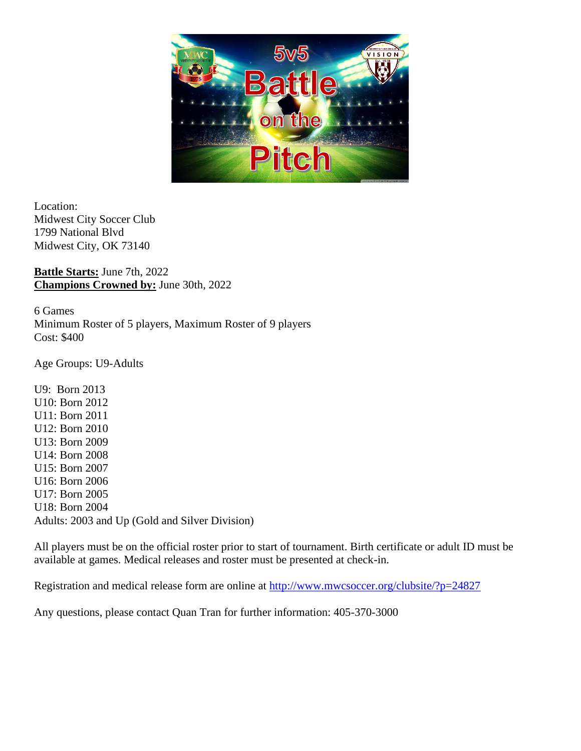Location:
Midwest City Soccer Club
1799 National Blvd
Midwest City, OK 73140

**Battle Starts:** June 7th, 2022
**Champions Crowned by:** June 30th, 2022

6 Games
Minimum Roster of 5 players, Maximum Roster of 9 players
Cost: $400

Age Groups: U9-Adults

U9: Born 2013
U10: Born 2012
U11: Born 2011
U12: Born 2010
U13: Born 2009
U14: Born 2008
U15: Born 2007
U16: Born 2006
U17: Born 2005
U18: Born 2004
Adults: 2003 and Up (Gold and Silver Division)

All players must be on the official roster prior to start of tournament. Birth certificate or adult ID must be available at games. Medical releases and roster must be presented at check-in.

Registration and medical release form are online at http://www.mwcsoccer.org/clubsite/?p=24827

Any questions, please contact Quan Tran for further information: 405-370-3000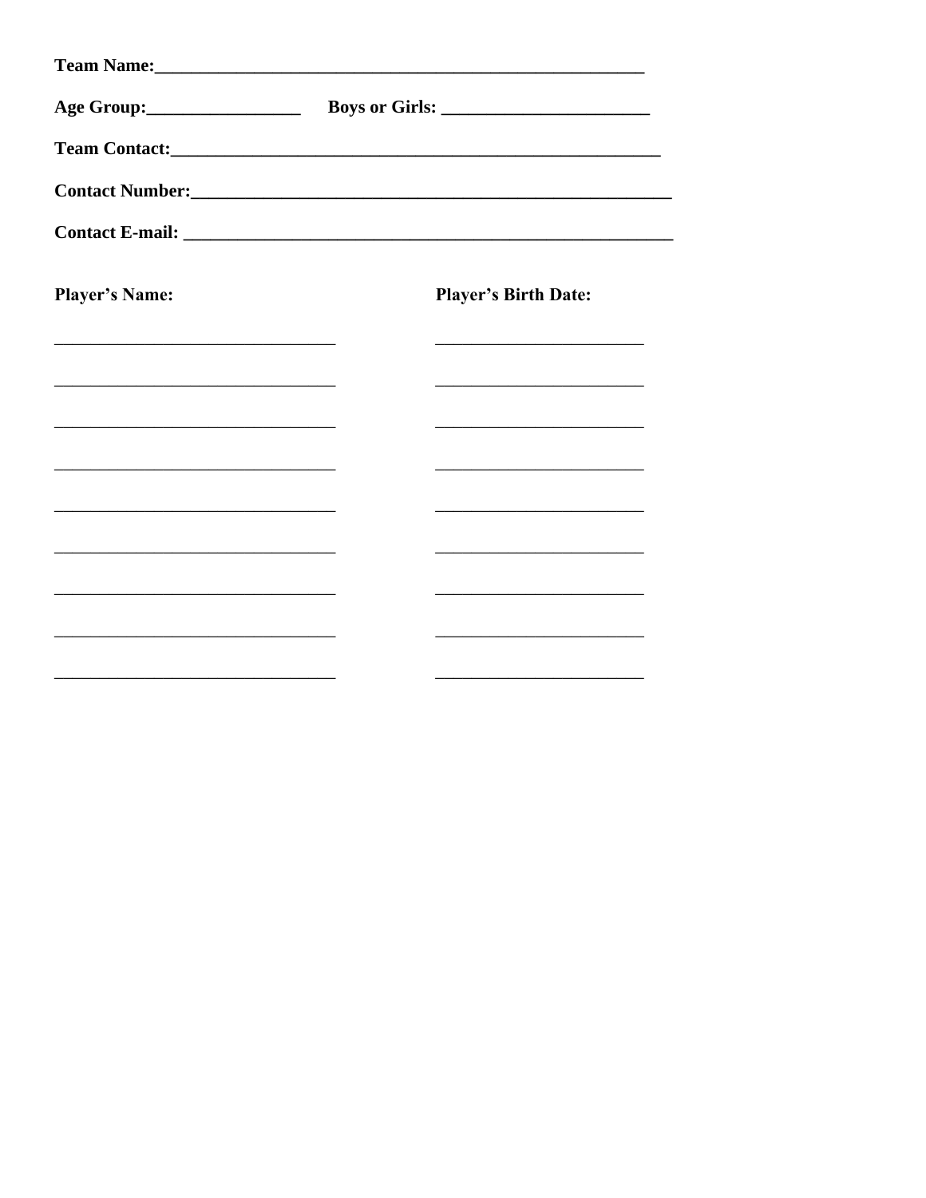**Team Name:**\_\_\_\_\_\_\_\_\_\_\_\_\_\_\_\_\_\_\_\_\_\_\_\_\_\_\_\_\_\_\_\_\_\_\_\_\_\_\_\_\_\_\_\_\_\_\_\_\_\_\_\_\_\_

**Age Group:**\_\_\_\_\_\_\_\_\_\_\_\_\_\_\_\_\_\_ **Boys or Girls:** \_\_\_\_\_\_\_\_\_\_\_\_\_\_\_\_\_\_\_\_\_\_\_

**Team Contact:**\_\_\_\_\_\_\_\_\_\_\_\_\_\_\_\_\_\_\_\_\_\_\_\_\_\_\_\_\_\_\_\_\_\_\_\_\_\_\_\_\_\_\_\_\_\_\_\_\_\_\_\_\_\_

**Contact Number:**\_\_\_\_\_\_\_\_\_\_\_\_\_\_\_\_\_\_\_\_\_\_\_\_\_\_\_\_\_\_\_\_\_\_\_\_\_\_\_\_\_\_\_\_\_\_\_\_\_\_\_\_\_

**Contact E-mail:** \_\_\_\_\_\_\_\_\_\_\_\_\_\_\_\_\_\_\_\_\_\_\_\_\_\_\_\_\_\_\_\_\_\_\_\_\_\_\_\_\_\_\_\_\_\_\_\_\_\_\_\_\_

| Player's Name: | Player's Birth Date: |
|---|---|
| \_\_\_\_\_\_\_\_\_\_\_\_\_\_\_\_\_\_\_\_\_\_\_\_\_\_\_\_\_\_\_\_ | \_\_\_\_\_\_\_\_\_\_\_\_\_\_\_\_\_\_\_\_\_\_\_\_ |
| \_\_\_\_\_\_\_\_\_\_\_\_\_\_\_\_\_\_\_\_\_\_\_\_\_\_\_\_\_\_\_\_ | \_\_\_\_\_\_\_\_\_\_\_\_\_\_\_\_\_\_\_\_\_\_\_\_ |
| \_\_\_\_\_\_\_\_\_\_\_\_\_\_\_\_\_\_\_\_\_\_\_\_\_\_\_\_\_\_\_\_ | \_\_\_\_\_\_\_\_\_\_\_\_\_\_\_\_\_\_\_\_\_\_\_\_ |
| \_\_\_\_\_\_\_\_\_\_\_\_\_\_\_\_\_\_\_\_\_\_\_\_\_\_\_\_\_\_\_\_ | \_\_\_\_\_\_\_\_\_\_\_\_\_\_\_\_\_\_\_\_\_\_\_\_ |
| \_\_\_\_\_\_\_\_\_\_\_\_\_\_\_\_\_\_\_\_\_\_\_\_\_\_\_\_\_\_\_\_ | \_\_\_\_\_\_\_\_\_\_\_\_\_\_\_\_\_\_\_\_\_\_\_\_ |
| \_\_\_\_\_\_\_\_\_\_\_\_\_\_\_\_\_\_\_\_\_\_\_\_\_\_\_\_\_\_\_\_ | \_\_\_\_\_\_\_\_\_\_\_\_\_\_\_\_\_\_\_\_\_\_\_\_ |
| \_\_\_\_\_\_\_\_\_\_\_\_\_\_\_\_\_\_\_\_\_\_\_\_\_\_\_\_\_\_\_\_ | \_\_\_\_\_\_\_\_\_\_\_\_\_\_\_\_\_\_\_\_\_\_\_\_ |
| \_\_\_\_\_\_\_\_\_\_\_\_\_\_\_\_\_\_\_\_\_\_\_\_\_\_\_\_\_\_\_\_ | \_\_\_\_\_\_\_\_\_\_\_\_\_\_\_\_\_\_\_\_\_\_\_\_ |
| \_\_\_\_\_\_\_\_\_\_\_\_\_\_\_\_\_\_\_\_\_\_\_\_\_\_\_\_\_\_\_\_ | \_\_\_\_\_\_\_\_\_\_\_\_\_\_\_\_\_\_\_\_\_\_\_\_ |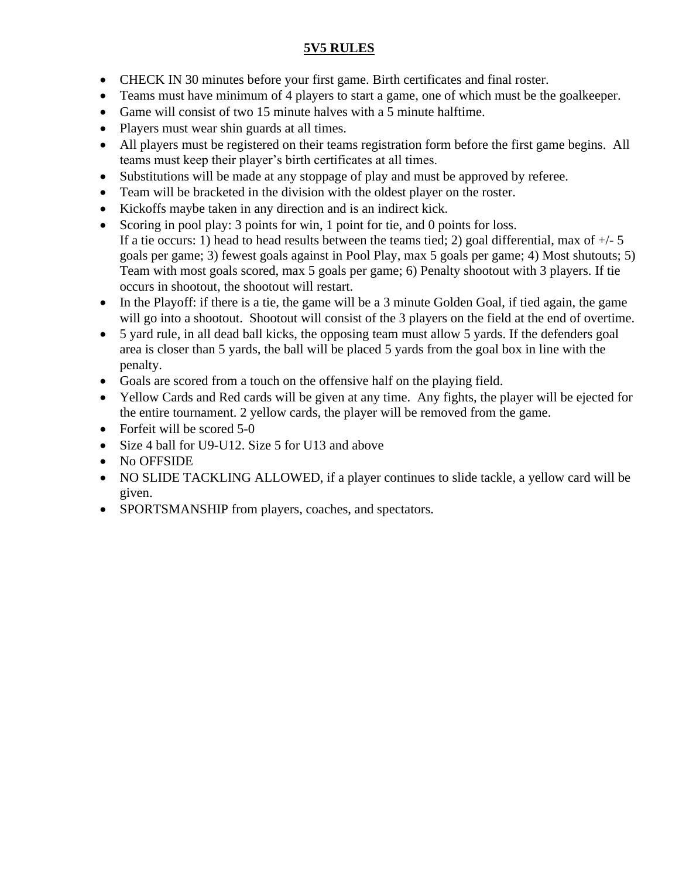## 5V5 RULES

- CHECK IN 30 minutes before your first game. Birth certificates and final roster.
- Teams must have minimum of 4 players to start a game, one of which must be the goalkeeper.
- Game will consist of two 15 minute halves with a 5 minute halftime.
- Players must wear shin guards at all times.
- All players must be registered on their teams registration form before the first game begins. All teams must keep their player's birth certificates at all times.
- Substitutions will be made at any stoppage of play and must be approved by referee.
- Team will be bracketed in the division with the oldest player on the roster.
- Kickoffs maybe taken in any direction and is an indirect kick.
- Scoring in pool play: 3 points for win, 1 point for tie, and 0 points for loss.
  If a tie occurs: 1) head to head results between the teams tied; 2) goal differential, max of +/- 5 goals per game; 3) fewest goals against in Pool Play, max 5 goals per game; 4) Most shutouts; 5) Team with most goals scored, max 5 goals per game; 6) Penalty shootout with 3 players. If tie occurs in shootout, the shootout will restart.
- In the Playoff: if there is a tie, the game will be a 3 minute Golden Goal, if tied again, the game will go into a shootout. Shootout will consist of the 3 players on the field at the end of overtime.
- 5 yard rule, in all dead ball kicks, the opposing team must allow 5 yards. If the defenders goal area is closer than 5 yards, the ball will be placed 5 yards from the goal box in line with the penalty.
- Goals are scored from a touch on the offensive half on the playing field.
- Yellow Cards and Red cards will be given at any time. Any fights, the player will be ejected for the entire tournament. 2 yellow cards, the player will be removed from the game.
- Forfeit will be scored 5-0
- Size 4 ball for U9-U12. Size 5 for U13 and above
- No OFFSIDE
- NO SLIDE TACKLING ALLOWED, if a player continues to slide tackle, a yellow card will be given.
- SPORTSMANSHIP from players, coaches, and spectators.